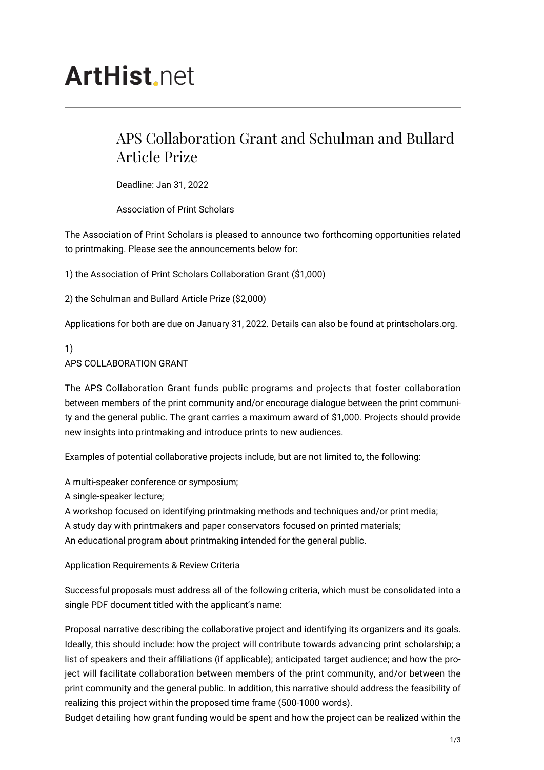# ArtHist.net

## APS Collaboration Grant and Schulman and Bullard Article Prize

Deadline: Jan 31, 2022

Association of Print Scholars

The Association of Print Scholars is pleased to announce two forthcoming opportunities related to printmaking. Please see the announcements below for:

1) the Association of Print Scholars Collaboration Grant ($1,000)

2) the Schulman and Bullard Article Prize ($2,000)

Applications for both are due on January 31, 2022. Details can also be found at printscholars.org.

1)
APS COLLABORATION GRANT

The APS Collaboration Grant funds public programs and projects that foster collaboration between members of the print community and/or encourage dialogue between the print community and the general public. The grant carries a maximum award of $1,000. Projects should provide new insights into printmaking and introduce prints to new audiences.

Examples of potential collaborative projects include, but are not limited to, the following:

A multi-speaker conference or symposium;
A single-speaker lecture;
A workshop focused on identifying printmaking methods and techniques and/or print media;
A study day with printmakers and paper conservators focused on printed materials;
An educational program about printmaking intended for the general public.

Application Requirements & Review Criteria

Successful proposals must address all of the following criteria, which must be consolidated into a single PDF document titled with the applicant's name:

Proposal narrative describing the collaborative project and identifying its organizers and its goals. Ideally, this should include: how the project will contribute towards advancing print scholarship; a list of speakers and their affiliations (if applicable); anticipated target audience; and how the project will facilitate collaboration between members of the print community, and/or between the print community and the general public. In addition, this narrative should address the feasibility of realizing this project within the proposed time frame (500-1000 words).
Budget detailing how grant funding would be spent and how the project can be realized within the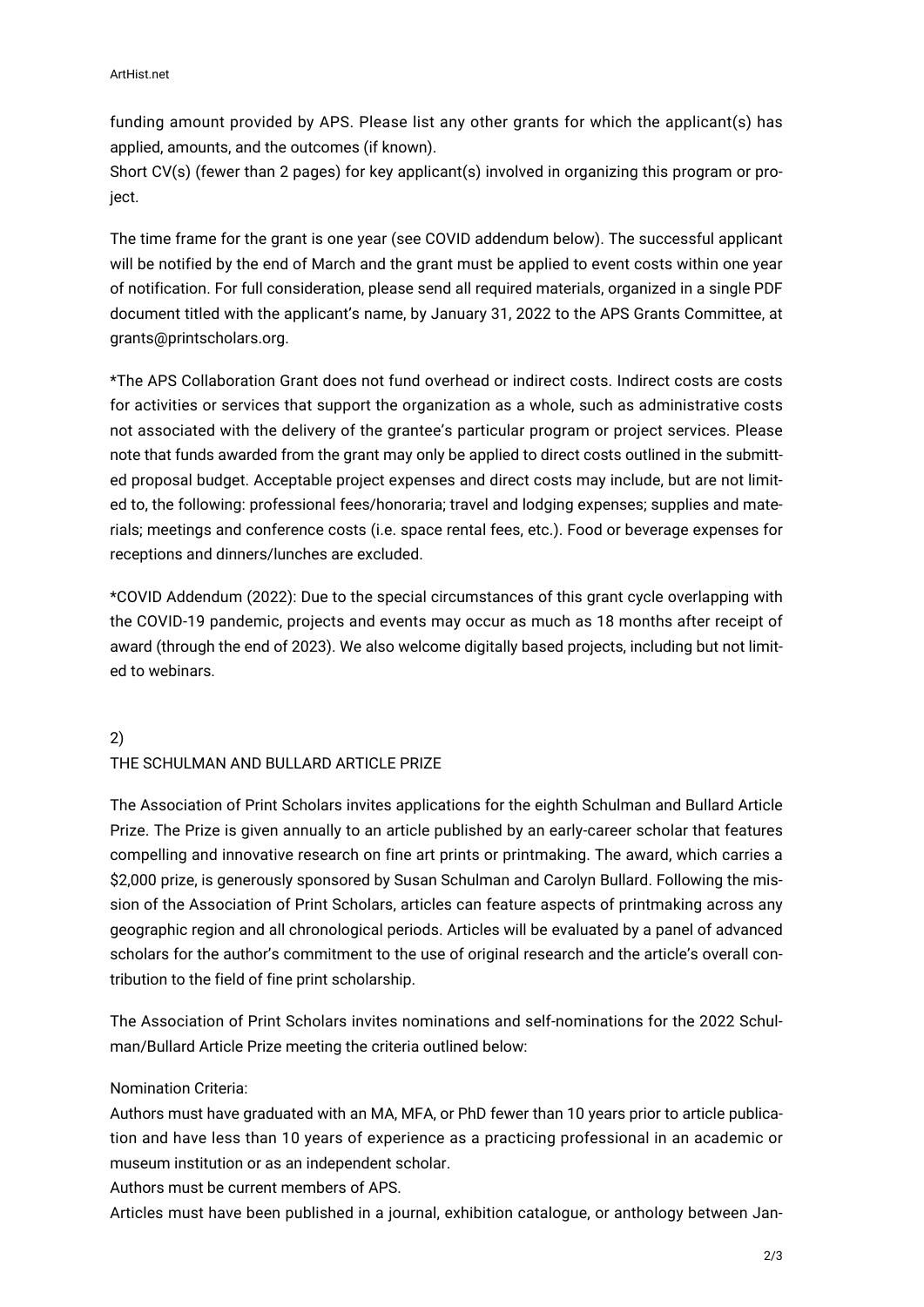funding amount provided by APS. Please list any other grants for which the applicant(s) has applied, amounts, and the outcomes (if known).

Short CV(s) (fewer than 2 pages) for key applicant(s) involved in organizing this program or project.

The time frame for the grant is one year (see COVID addendum below). The successful applicant will be notified by the end of March and the grant must be applied to event costs within one year of notification. For full consideration, please send all required materials, organized in a single PDF document titled with the applicant's name, by January 31, 2022 to the APS Grants Committee, at grants@printscholars.org.

*The APS Collaboration Grant does not fund overhead or indirect costs. Indirect costs are costs for activities or services that support the organization as a whole, such as administrative costs not associated with the delivery of the grantee's particular program or project services. Please note that funds awarded from the grant may only be applied to direct costs outlined in the submitted proposal budget. Acceptable project expenses and direct costs may include, but are not limited to, the following: professional fees/honoraria; travel and lodging expenses; supplies and materials; meetings and conference costs (i.e. space rental fees, etc.). Food or beverage expenses for receptions and dinners/lunches are excluded.

*COVID Addendum (2022): Due to the special circumstances of this grant cycle overlapping with the COVID-19 pandemic, projects and events may occur as much as 18 months after receipt of award (through the end of 2023). We also welcome digitally based projects, including but not limited to webinars.

2)

THE SCHULMAN AND BULLARD ARTICLE PRIZE

The Association of Print Scholars invites applications for the eighth Schulman and Bullard Article Prize. The Prize is given annually to an article published by an early-career scholar that features compelling and innovative research on fine art prints or printmaking. The award, which carries a $2,000 prize, is generously sponsored by Susan Schulman and Carolyn Bullard. Following the mission of the Association of Print Scholars, articles can feature aspects of printmaking across any geographic region and all chronological periods. Articles will be evaluated by a panel of advanced scholars for the author's commitment to the use of original research and the article's overall contribution to the field of fine print scholarship.

The Association of Print Scholars invites nominations and self-nominations for the 2022 Schulman/Bullard Article Prize meeting the criteria outlined below:

Nomination Criteria:

Authors must have graduated with an MA, MFA, or PhD fewer than 10 years prior to article publication and have less than 10 years of experience as a practicing professional in an academic or museum institution or as an independent scholar.

Authors must be current members of APS.

Articles must have been published in a journal, exhibition catalogue, or anthology between Jan-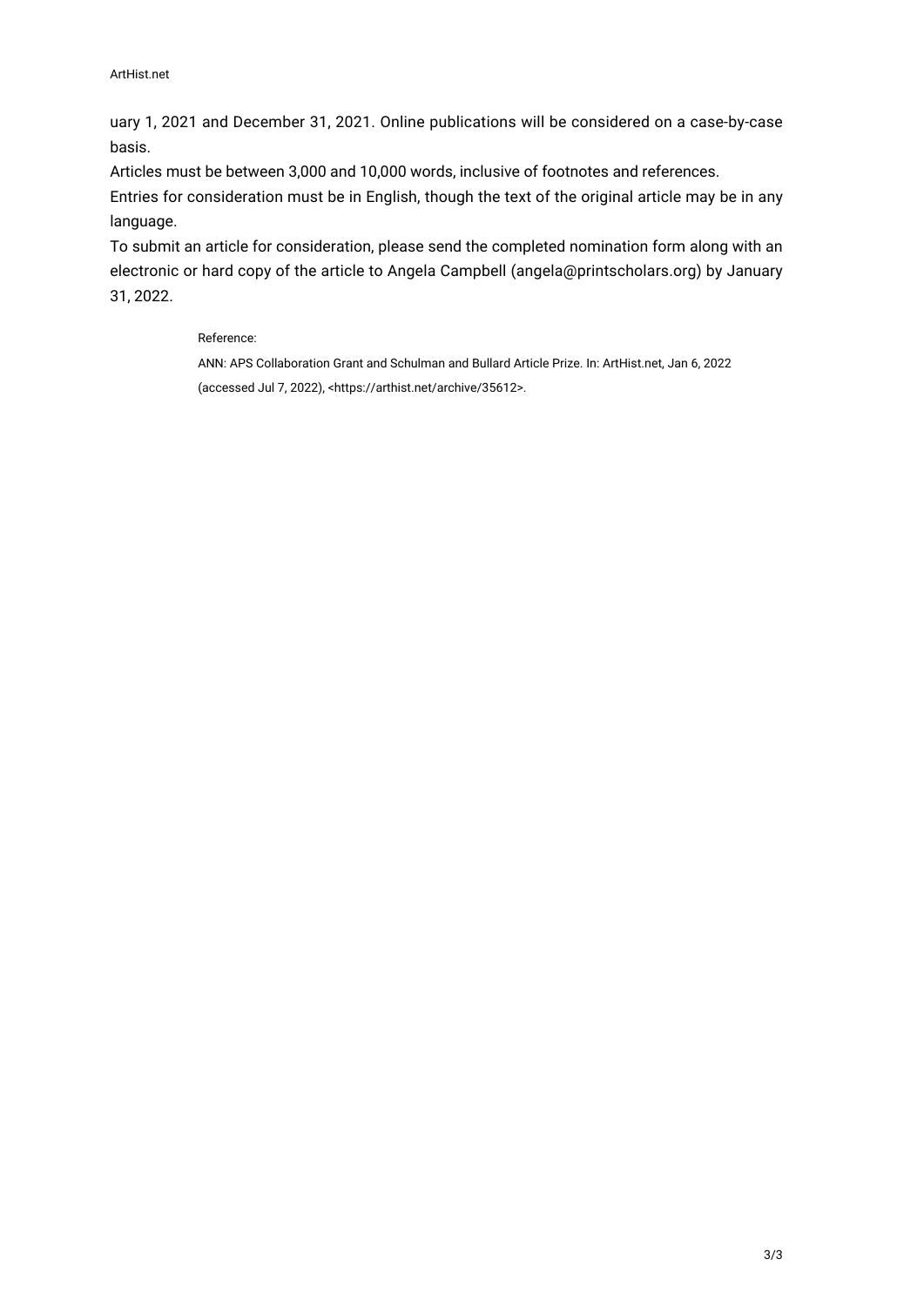uary 1, 2021 and December 31, 2021. Online publications will be considered on a case-by-case basis.

Articles must be between 3,000 and 10,000 words, inclusive of footnotes and references.

Entries for consideration must be in English, though the text of the original article may be in any language.

To submit an article for consideration, please send the completed nomination form along with an electronic or hard copy of the article to Angela Campbell (angela@printscholars.org) by January 31, 2022.

Reference:

ANN: APS Collaboration Grant and Schulman and Bullard Article Prize. In: ArtHist.net, Jan 6, 2022 (accessed Jul 7, 2022), <https://arthist.net/archive/35612>.